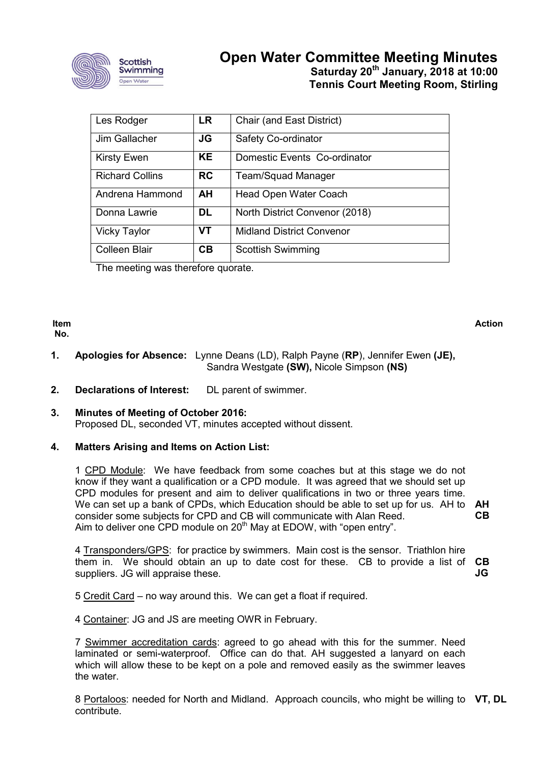# Open Water Committee Meeting Minutes

**Saturday 20th January, 2018 at 10:00**
**Tennis Court Meeting Room, Stirling**

| | | |
|---|---|---|
| Les Rodger | **LR** | Chair (and East District) |
| Jim Gallacher | **JG** | Safety Co-ordinator |
| Kirsty Ewen | **KE** | Domestic Events Co-ordinator |
| Richard Collins | **RC** | Team/Squad Manager |
| Andrena Hammond | **AH** | Head Open Water Coach |
| Donna Lawrie | **DL** | North District Convenor (2018) |
| Vicky Taylor | **VT** | Midland District Convenor |
| Colleen Blair | **CB** | Scottish Swimming |

The meeting was therefore quorate.

| Item No. | | Action |
|---|---|---|
| **1.** | **Apologies for Absence:** Lynne Deans (LD), Ralph Payne (**RP**), Jennifer Ewen **(JE),** Sandra Westgate **(SW),** Nicole Simpson **(NS)** | |
| **2.** | **Declarations of Interest:** DL parent of swimmer. | |
| **3.** | **Minutes of Meeting of October 2016:** Proposed DL, seconded VT, minutes accepted without dissent. | |
| **4.** | **Matters Arising and Items on Action List:** | |
| | 1 CPD Module: We have feedback from some coaches but at this stage we do not know if they want a qualification or a CPD module. It was agreed that we should set up CPD modules for present and aim to deliver qualifications in two or three years time. We can set up a bank of CPDs, which Education should be able to set up for us. AH to consider some subjects for CPD and CB will communicate with Alan Reed. Aim to deliver one CPD module on 20th May at EDOW, with "open entry". | **AH** **CB** |
| | 4 Transponders/GPS: for practice by swimmers. Main cost is the sensor. Triathlon hire them in. We should obtain an up to date cost for these. CB to provide a list of suppliers. JG will appraise these. | **CB** **JG** |
| | 5 Credit Card – no way around this. We can get a float if required. | |
| | 4 Container: JG and JS are meeting OWR in February. | |
| | 7 Swimmer accreditation cards: agreed to go ahead with this for the summer. Need laminated or semi-waterproof. Office can do that. AH suggested a lanyard on each which will allow these to be kept on a pole and removed easily as the swimmer leaves the water. | |
| | 8 Portaloos: needed for North and Midland. Approach councils, who might be willing to contribute. | **VT, DL** |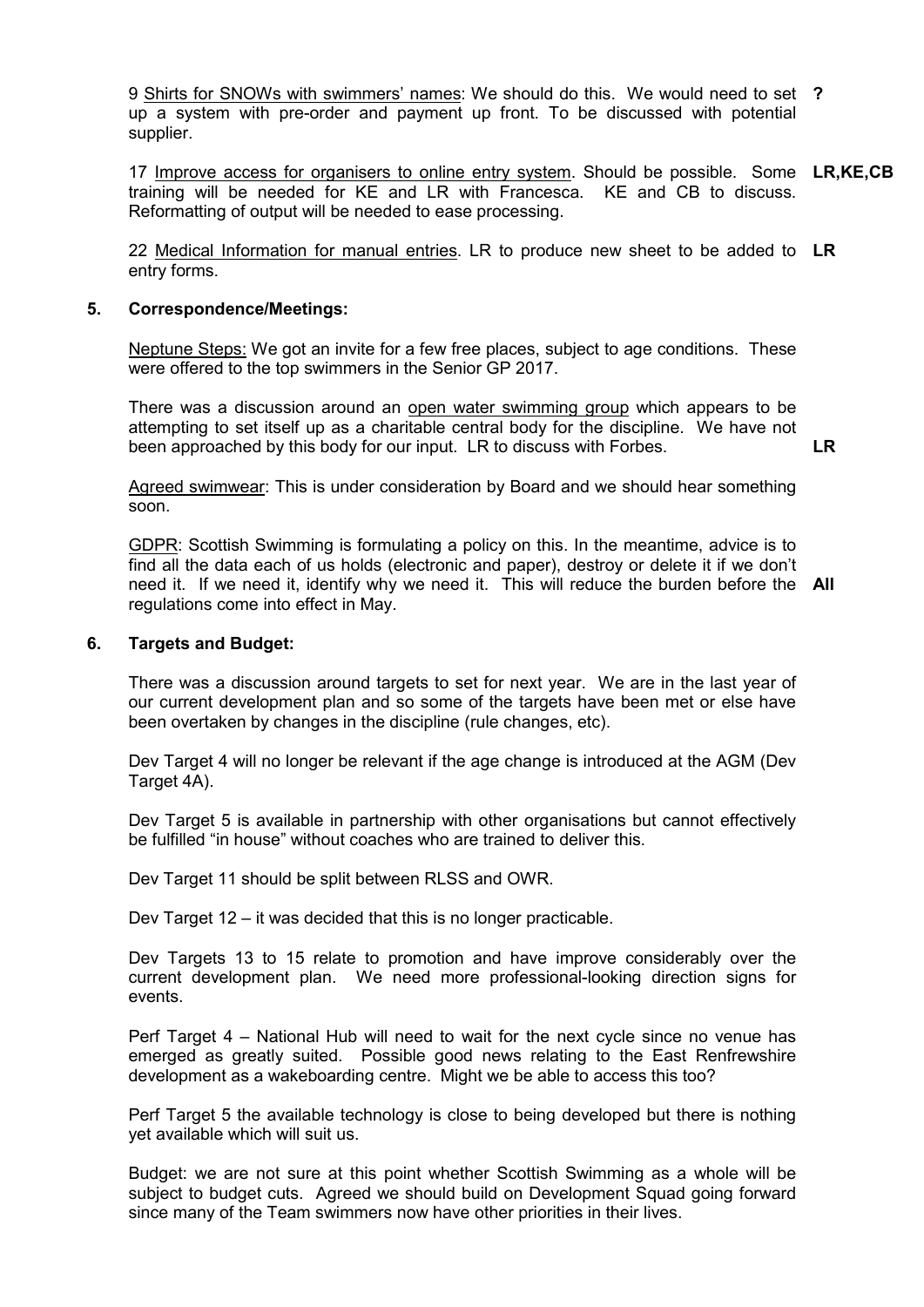9 Shirts for SNOWs with swimmers' names: We should do this. We would need to set up a system with pre-order and payment up front. To be discussed with potential supplier. **?**

17 Improve access for organisers to online entry system. Should be possible. Some training will be needed for KE and LR with Francesca. KE and CB to discuss. Reformatting of output will be needed to ease processing. **LR,KE,CB**

22 Medical Information for manual entries. LR to produce new sheet to be added to entry forms. **LR**

**5. Correspondence/Meetings:**

Neptune Steps: We got an invite for a few free places, subject to age conditions. These were offered to the top swimmers in the Senior GP 2017.

There was a discussion around an open water swimming group which appears to be attempting to set itself up as a charitable central body for the discipline. We have not been approached by this body for our input. LR to discuss with Forbes. **LR**

Agreed swimwear: This is under consideration by Board and we should hear something soon.

GDPR: Scottish Swimming is formulating a policy on this. In the meantime, advice is to find all the data each of us holds (electronic and paper), destroy or delete it if we don't need it. If we need it, identify why we need it. This will reduce the burden before the regulations come into effect in May. **All**

**6. Targets and Budget:**

There was a discussion around targets to set for next year. We are in the last year of our current development plan and so some of the targets have been met or else have been overtaken by changes in the discipline (rule changes, etc).

Dev Target 4 will no longer be relevant if the age change is introduced at the AGM (Dev Target 4A).

Dev Target 5 is available in partnership with other organisations but cannot effectively be fulfilled "in house" without coaches who are trained to deliver this.

Dev Target 11 should be split between RLSS and OWR.

Dev Target 12 – it was decided that this is no longer practicable.

Dev Targets 13 to 15 relate to promotion and have improve considerably over the current development plan. We need more professional-looking direction signs for events.

Perf Target 4 – National Hub will need to wait for the next cycle since no venue has emerged as greatly suited. Possible good news relating to the East Renfrewshire development as a wakeboarding centre. Might we be able to access this too?

Perf Target 5 the available technology is close to being developed but there is nothing yet available which will suit us.

Budget: we are not sure at this point whether Scottish Swimming as a whole will be subject to budget cuts. Agreed we should build on Development Squad going forward since many of the Team swimmers now have other priorities in their lives.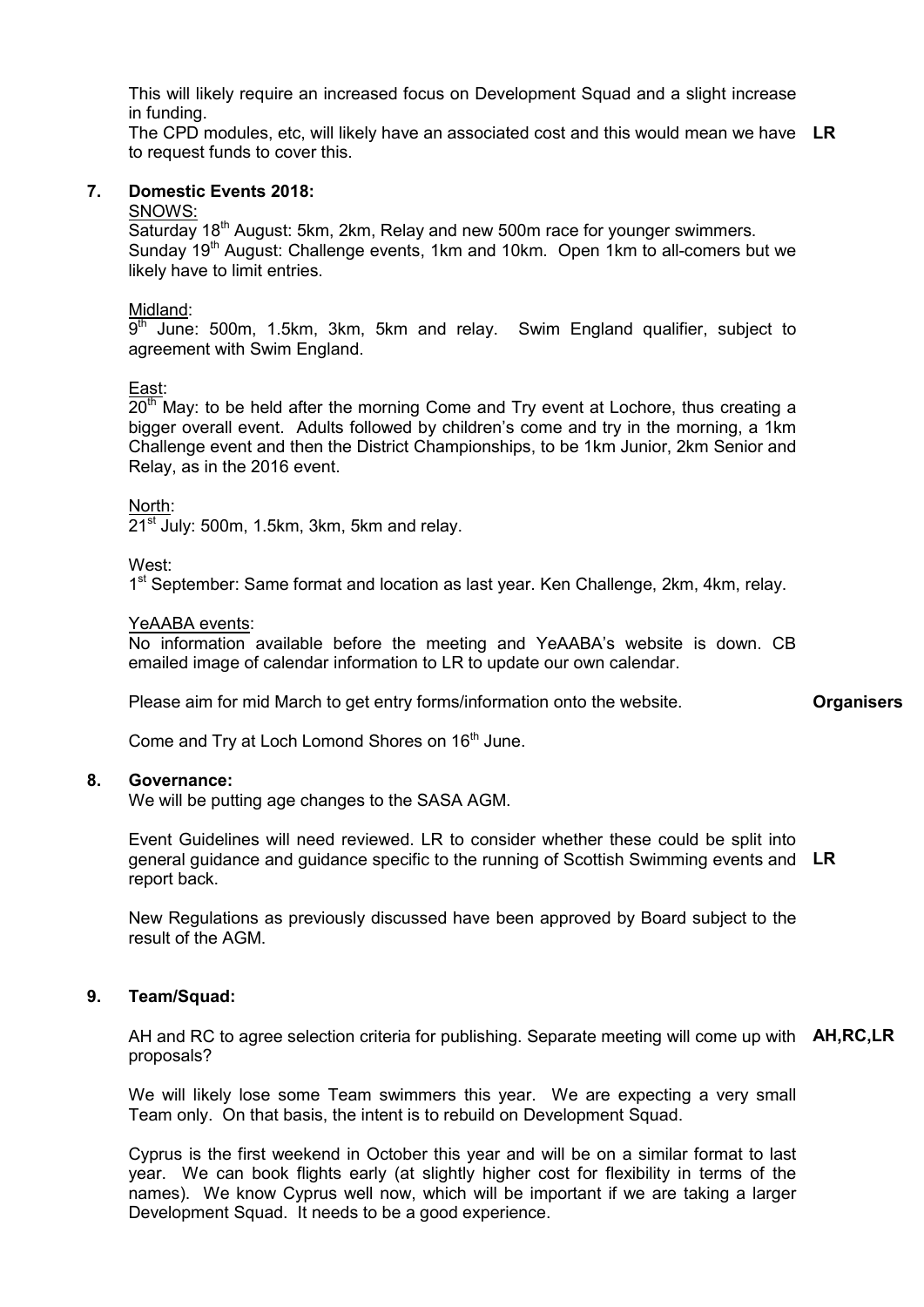This will likely require an increased focus on Development Squad and a slight increase in funding.

The CPD modules, etc, will likely have an associated cost and this would mean we have to request funds to cover this. **LR**

## 7. Domestic Events 2018:

SNOWS:

Saturday 18th August: 5km, 2km, Relay and new 500m race for younger swimmers.
Sunday 19th August: Challenge events, 1km and 10km. Open 1km to all-comers but we likely have to limit entries.

Midland:

9th June: 500m, 1.5km, 3km, 5km and relay. Swim England qualifier, subject to agreement with Swim England.

East:

20th May: to be held after the morning Come and Try event at Lochore, thus creating a bigger overall event. Adults followed by children's come and try in the morning, a 1km Challenge event and then the District Championships, to be 1km Junior, 2km Senior and Relay, as in the 2016 event.

North:

21st July: 500m, 1.5km, 3km, 5km and relay.

West:

1st September: Same format and location as last year. Ken Challenge, 2km, 4km, relay.

YeAABA events:

No information available before the meeting and YeAABA's website is down. CB emailed image of calendar information to LR to update our own calendar.

Please aim for mid March to get entry forms/information onto the website. **Organisers**

Come and Try at Loch Lomond Shores on 16th June.

## 8. Governance:

We will be putting age changes to the SASA AGM.

Event Guidelines will need reviewed. LR to consider whether these could be split into general guidance and guidance specific to the running of Scottish Swimming events and report back. **LR**

New Regulations as previously discussed have been approved by Board subject to the result of the AGM.

## 9. Team/Squad:

AH and RC to agree selection criteria for publishing. Separate meeting will come up with proposals? **AH,RC,LR**

We will likely lose some Team swimmers this year. We are expecting a very small Team only. On that basis, the intent is to rebuild on Development Squad.

Cyprus is the first weekend in October this year and will be on a similar format to last year. We can book flights early (at slightly higher cost for flexibility in terms of the names). We know Cyprus well now, which will be important if we are taking a larger Development Squad. It needs to be a good experience.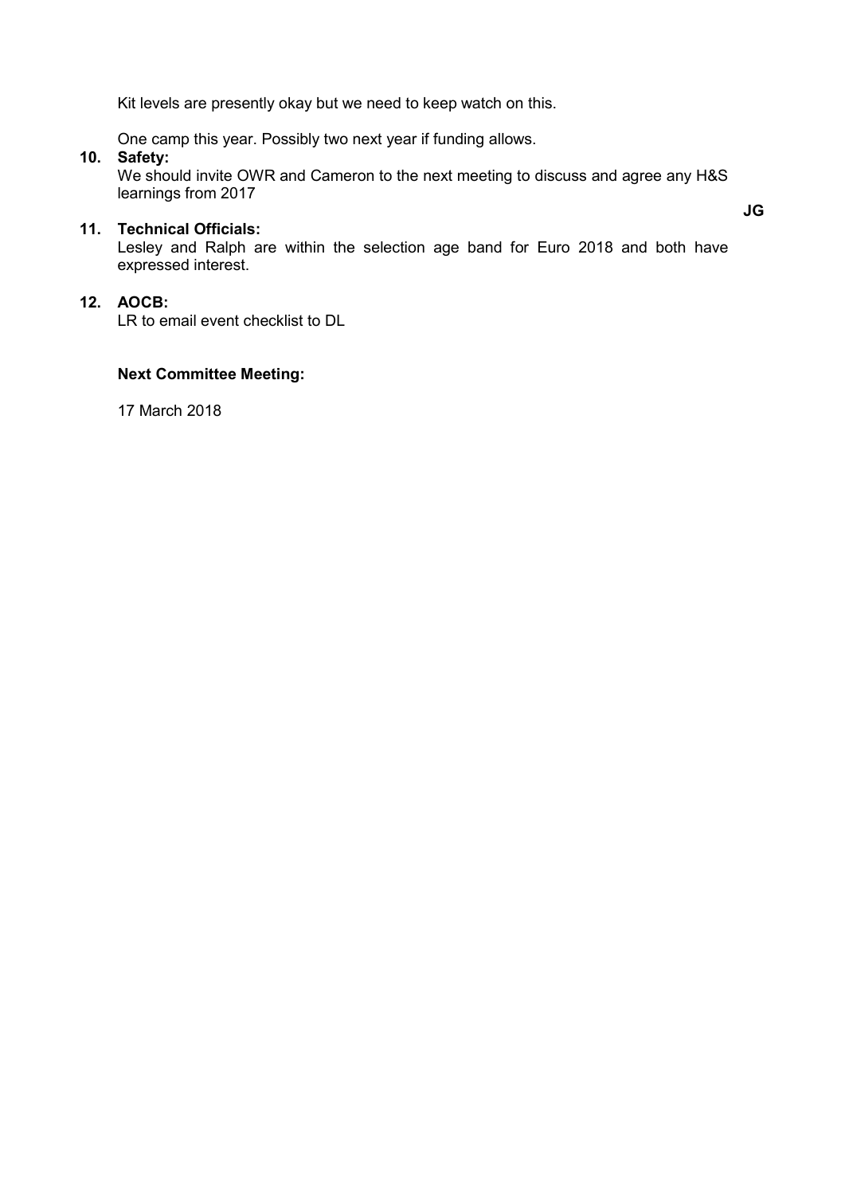Kit levels are presently okay but we need to keep watch on this.

One camp this year. Possibly two next year if funding allows.

**10. Safety:**

We should invite OWR and Cameron to the next meeting to discuss and agree any H&S learnings from 2017 **JG**

**11. Technical Officials:**

Lesley and Ralph are within the selection age band for Euro 2018 and both have expressed interest.

**12. AOCB:**

LR to email event checklist to DL

**Next Committee Meeting:**

17 March 2018